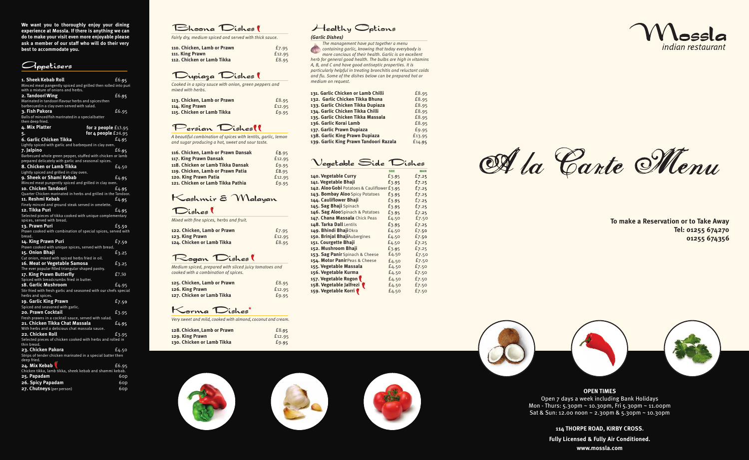We want you to thoroughly enjoy your dining experience at Mossla. If there is anything we can do to make your visit even more enjoyable please ask a member of our staff who will do their very best to accommodate you.

## Appetisers

**1. Sheek Kebab Roll** £6.95
Minced meat pangently spiced and grilled then rolled into puri with a mixture of onions and herbs.

**2. Tandoori Wing** £6.95
Marinated in tandoori flavour herbs and spices then barbecued in a clay oven served with salad.

**3. Fish Pakora** £6.95
Balls of minced fish marinated in a special batter then deep fried.

**4. Mix Platter** for 2 people £13.95

**5.** for 4 people £24.95

**6. Garlic Chicken Tikka** £4.95
Lightly spiced with garlic and barbequed in clay oven.

**7. Jalpino** £6.95
Barbecued whole green pepper, stuffed with chicken or lamb prepared delicately with garlic and seasonal spices.

**8. Chicken or Lamb Tikka** £4.50
Lightly spiced and grilled in clay oven.

**9. Sheek or Shami Kebab** £4.95
Minced meat pungently spiced and grilled in clay oven.

**10. Chicken Tandoori** £4.95
Quarter Chicken marinated in herbs and grilled in the Tandoor.

**11. Reshmi Kebab** £4.95
Finely minced and ground steak served in omelette.

**12. Tikka Puri** £4.95
Selected pieces of tikka cooked with unique complementary spices, served with bread.

**13. Prawn Puri** £5.50
Prawn cooked with combination of special spices, served with bread.

**14. King Prawn Puri** £7.50
Prawn cooked with unique spices, served with bread.

**15. Onion Bhaji** £3.25
Cut onion, mixed with spiced herbs fried in oil.

**16. Meat or Vegetable Samosa** £3.25
The ever popular filled triangular shaped pastry.

**17. King Prawn Butterfly** £7.50
Spiced with breadcrumbs fried in butter.

**18. Garlic Mushroom** £4.95
Stir fried with fresh garlic and seasoned with our chefs special herbs and spices.

**19. Garlic King Prawn** £7.50
Spiced and seasoned with garlic.

**20. Prawn Cocktail** £3.95
Fresh prawns in a cocktail sauce, served with salad.

**21. Chicken Tikka Chat Massala** £4.95
With herbs and a delicious chat massala sauce.

**22. Chicken Roll** £3.95
Selected pieces of chicken cooked with herbs and rolled in thin bread.

**23. Chicken Pakora** £4.50
Strips of tender chicken marinated in a special batter then deep fried.

**24. Mix Kebab** £6.95
Chicken tikka, lamb tikka, sheek kebab and shammi kebab.

**25. Papadam** 60p

**26. Spicy Papadam** 60p

**27. Chutneys** (per person) 60p

## Bhoona Dishes

*Fairly dry, medium spiced and served with thick sauce.*

| | |
|---|---|
| 110. Chicken, Lamb or Prawn | £7.95 |
| 111. King Prawn | £12.95 |
| 112. Chicken or Lamb Tikka | £8.95 |

## Dupiaza Dishes

*Cooked in a spicy sauce with onion, green peppers and mixed with herbs.*

| | |
|---|---|
| 113. Chicken, Lamb or Prawn | £8.95 |
| 114. King Prawn | £12.95 |
| 115. Chicken or Lamb Tikka | £9.95 |

## Persian Dishes

*A beautiful combination of spices with lentils, garlic, lemon and sugar producing a hot, sweet and sour taste.*

| | |
|---|---|
| 116. Chicken, Lamb or Prawn Dansak | £8.95 |
| 117. King Prawn Dansak | £12.95 |
| 118. Chicken or Lamb Tikka Dansak | £9.95 |
| 119. Chicken, Lamb or Prawn Patia | £8.95 |
| 120. King Prawn Patia | £12.95 |
| 121. Chicken or Lamb Tikka Pathia | £9.95 |

## Kashmir & Malayan Dishes

*Mixed with fine spices, herbs and fruit.*

| | |
|---|---|
| 122. Chicken, Lamb or Prawn | £7.95 |
| 123. King Prawn | £12.95 |
| 124. Chicken or Lamb Tikka | £8.95 |

## Rogan Dishes

*Medium spiced, prepared with sliced juicy tomatoes and cooked with a combination of spices.*

| | |
|---|---|
| 125. Chicken, Lamb or Prawn | £8.95 |
| 126. King Prawn | £12.95 |
| 127. Chicken or Lamb Tikka | £9.95 |

## Korma Dishes*

*Very sweet and mild, cooked with almond, coconut and cream.*

| | |
|---|---|
| 128. Chicken, Lamb or Prawn | £8.95 |
| 129. King Prawn | £12.95 |
| 130. Chicken or Lamb Tikka | £9.95 |

## Healthy Options

***(Garlic Dishes)***

*The management have put together a menu containing garlic, knowing that today everybody is more concious of their health. Garlic is an excellent herb for general good health. The bulbs are high in vitamins A, B, and C and have good antiseptic properties. It is particularly helpful in treating bronchitis and reluctant colds and flu. Some of the dishes below can be prepared hot or medium on request.*

| | |
|---|---|
| 131. Garlic Chicken or Lamb Chilli | £8.95 |
| 132. Garlic Chicken Tikka Bhuna | £8.95 |
| 133. Garlic Chicken Tikka Dupiaza | £8.95 |
| 134. Garlic Chicken Tikka Chilli | £8.95 |
| 135. Garlic Chicken Tikka Massala | £8.95 |
| 136. Garlic Korai Lamb | £8.95 |
| 137. Garlic Prawn Dupiaza | £9.95 |
| 138. Garlic King Prawn Dupiaza | £13.95 |
| 139. Garlic King Prawn Tandoori Razala | £14.95 |

## Vegetable Side Dishes

| | SIDE | MAIN |
|---|---|---|
| 140. Vegetable Curry | £3.95 | £7.25 |
| 141. Vegetable Bhaji | £3.95 | £7.25 |
| 142. Aloo Gobi Potatoes & Cauliflower | £3.95 | £7.25 |
| 143. Bombay Aloo Spicy Potatoes | £3.95 | £7.25 |
| 144. Cauliflower Bhaji | £3.95 | £7.25 |
| 145. Sag Bhaji Spinach | £3.95 | £7.25 |
| 146. Sag Aloo Spinach & Potatoes | £3.95 | £7.25 |
| 147. Chana Massala Chick Peas | £4.50 | £7.50 |
| 148. Tarka Dall Lentils | £3.95 | £7.25 |
| 149. Bhindi Bhaji Okra | £4.50 | £7.50 |
| 150. Brinjal Bhaji Aubergines | £4.50 | £7.50 |
| 151. Courgette Bhaji | £4.50 | £7.25 |
| 152. Mushroom Bhaji | £3.95 | £7.25 |
| 153. Sag Panir Spinach & Cheese | £4.50 | £7.50 |
| 154. Motor Panir Peas & Cheese | £4.50 | £7.50 |
| 155. Vegetable Massala | £4.50 | £7.50 |
| 156. Vegetable Kurma | £4.50 | £7.50 |
| 157. Vegetable Rogon | £4.50 | £7.50 |
| 158. Vegetable Jalfrezi | £4.50 | £7.50 |
| 159. Vegetable Korri | £4.50 | £7.50 |

# Mossla
*indian restaurant*

# A la Carte Menu

**To make a Reservation or to Take Away**
**Tel: 01255 674270**
**01255 674356**

**OPEN TIMES**
Open 7 days a week including Bank Holidays
Mon - Thurs: 5.30pm ~ 10.30pm, Fri 5.30pm ~ 11.00pm
Sat & Sun: 12.00 noon ~ 2.30pm & 5.30pm ~ 10.30pm

**114 THORPE ROAD, KIRBY CROSS.**
**Fully Licensed & Fully Air Conditioned.**
**www.mossla.com**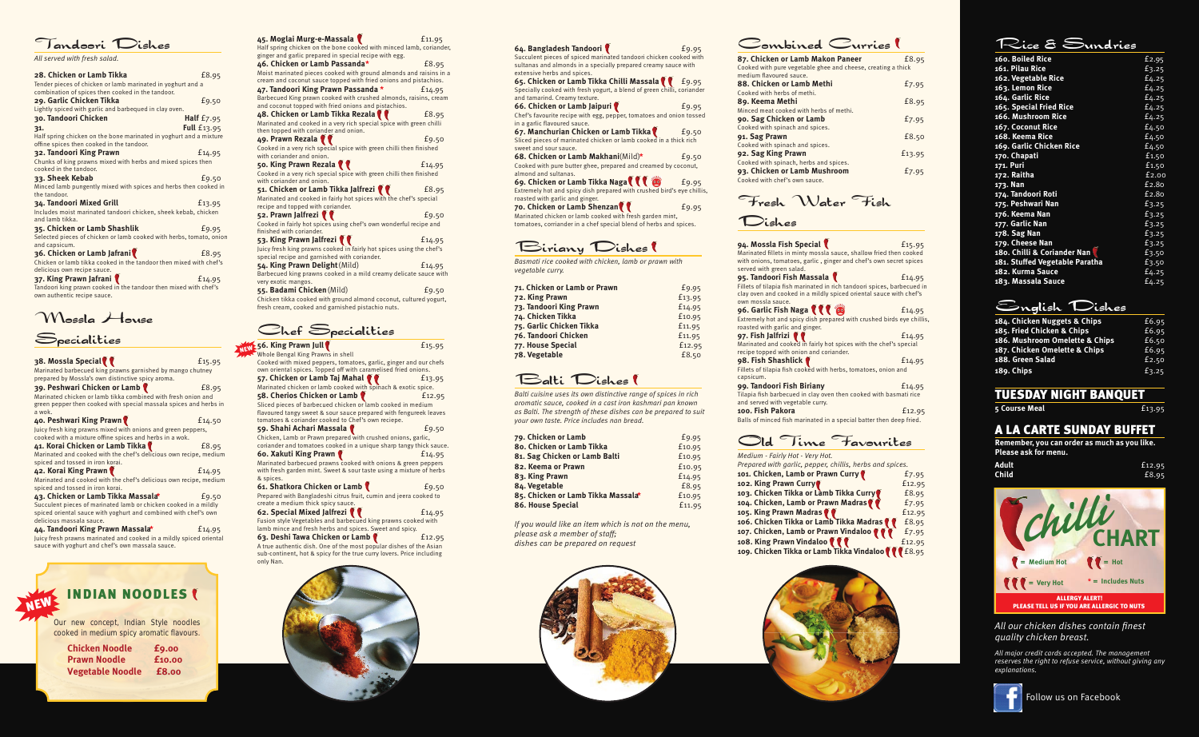# Tandoori Dishes

*All served with fresh salad.*

**28. Chicken or Lamb Tikka** £8.95
Tender pieces of chicken or lamb marinated in yoghurt and a combination of spices then cooked in the tandoor.

**29. Garlic Chicken Tikka** £9.50
Lightly spiced with garlic and barbequed in clay oven.

**30. Tandoori Chicken** Half £7.95

**31.** Full £13.95
Half spring chicken on the bone marinated in yoghurt and a mixture offine spices then cooked in the tandoor.

**32. Tandoori King Prawn** £14.95
Chunks of king prawns mixed with herbs and mixed spices then cooked in the tandoor.

**33. Sheek Kebab** £9.50
Minced lamb pungently mixed with spices and herbs then cooked in the tandoor.

**34. Tandoori Mixed Grill** £13.95
Includes moist marinated tandoori chicken, sheek kebab, chicken and lamb tikka.

**35. Chicken or Lamb Shashlik** £9.95
Selected pieces of chicken or lamb cooked with herbs, tomato, onion and capsicum.

**36. Chicken or Lamb Jafrani** £8.95
Chicken or lamb tikka cooked in the tandoor then mixed with chef's delicious own recipe sauce.

**37. King Prawn Jafrani** £14.95
Tandoori king prawn cooked in the tandoor then mixed with chef's own authentic recipe sauce.

# Mossla House Specialities

**38. Mossla Special** £15.95
Marinated barbecued king prawns garnished by mango chutney prepared by Mossla's own distinctive spicy aroma.

**39. Peshwari Chicken or Lamb** £8.95
Marinated chicken or lamb tikka combined with fresh onion and green pepper then cooked with special massala spices and herbs in a wok.

**40. Peshwari King Prawn** £14.50
Juicy fresh king prawns mixed with onions and green peppers, cooked with a mixture offine spices and herbs in a wok.

**41. Korai Chicken or Lamb Tikka** £8.95
Marinated and cooked with the chef's delicious own recipe, medium spiced and tossed in iron korai.

**42. Korai King Prawn** £14.95
Marinated and cooked with the chef's delicious own recipe, medium spiced and tossed in iron korai.

**43. Chicken or Lamb Tikka Massala*** £9.50
Succulent pieces of marinated lamb or chicken cooked in a mildly spiced oriental sauce with yoghurt and combined with chef's own delicious massala sauce.

**44. Tandoori King Prawn Massala*** £14.95
Juicy fresh prawns marinated and cooked in a mildly spiced oriental sauce with yoghurt and chef's own massala sauce.

**45. Moglai Murg-e-Massala** £11.95
Half spring chicken on the bone cooked with minced lamb, coriander, ginger and garlic prepared in special recipe with egg.

**46. Chicken or Lamb Passanda*** £8.95
Moist marinated pieces cooked with ground almonds and raisins in a cream and coconut sauce topped with fried onions and pistachios.

**47. Tandoori King Prawn Passanda *** £14.95
Barbecued king prawn cooked with crushed almonds, raisins, cream and coconut topped with fried onions and pistachios.

**48. Chicken or Lamb Tikka Rezala** £8.95
Marinated and cooked in a very rich special spice with green chilli then topped with coriander and onion.

**49. Prawn Rezala** £9.50
Cooked in a very rich special spice with green chilli then finished with coriander and onion.

**50. King Prawn Rezala** £14.95
Cooked in a very rich special spice with green chilli then finished with coriander and onion.

**51. Chicken or Lamb Tikka Jalfrezi** £8.95
Marinated and cooked in fairly hot spices with the chef's special recipe and topped with coriander.

**52. Prawn Jalfrezi** £9.50
Cooked in fairly hot spices using chef's own wonderful recipe and finished with coriander.

**53. King Prawn Jalfrezi** £14.95
Juicy fresh king prawns cooked in fairly hot spices using the chef's special recipe and garnished with coriander.

**54. King Prawn Delight**(Mild) £14.95
Barbecued king prawns cooked in a mild creamy delicate sauce with very exotic mangos.

**55. Badami Chicken**(Mild) £9.50
Chicken tikka cooked with ground almond coconut, cultured yogurt, fresh cream, cooked and garnished pistachio nuts.

# Chef Specialities

NEW **56. King Prawn Jull** £15.95
Whole Bengal King Prawns in shell
Cooked with mixed peppers, tomatoes, garlic, ginger and our chefs own oriental spices. Topped off with caramelised fried onions.

**57. Chicken or Lamb Taj Mahal** £13.95
Marinated chicken or lamb cooked with spinach & exotic spice.

**58. Cherios Chicken or Lamb** £12.95
Sliced pieces of barbecued chicken or lamb cooked in medium flavoured tangy sweet & sour sauce prepared with fengureek leaves tomatoes & coriander cooked to Chef's own reciepe.

**59. Shahi Achari Massala** £9.50
Chicken, Lamb or Prawn prepared with crushed onions, garlic, coriander and tomatoes cooked in a unique sharp tangy thick sauce.

**60. Xakuti King Prawn** £14.95
Marinated barbecued prawns cooked with onions & green peppers with fresh garden mint. Sweet & sour taste using a mixture of herbs & spices.

**61. Shatkora Chicken or Lamb** £9.50
Prepared with Bangladeshi citrus fruit, cumin and jeera cooked to create a medium thick spicy sauce.

**62. Special Mixed Jalfrezi** £14.95
Fusion style Vegetables and barbecued king prawns cooked with lamb mince and fresh herbs and spices. Sweet and spicy.

**63. Deshi Tawa Chicken or Lamb** £12.95
A true authentic dish. One of the most popular dishes of the Asian sub-continent, hot & spicy for the true curry lovers. Price including only Nan.

**64. Bangladesh Tandoori** £9.95
Succulent pieces of spiced marinated tandoori chicken cooked with sultanas and almonds in a specially prepared creamy sauce with extensive herbs and spices.

**65. Chicken or Lamb Tikka Chilli Massala** £9.95
Specially cooked with fresh yogurt, a blend of green chilli, coriander and tamarind. Creamy texture.

**66. Chicken or Lamb Jaipuri** £9.95
Chef's favourite recipe with egg, pepper, tomatoes and onion tossed in a garlic flavoured sauce.

**67. Manchurian Chicken or Lamb Tikka** £9.50
Sliced pieces of marinated chicken or lamb cooked in a thick rich sweet and sour sauce.

**68. Chicken or Lamb Makhani**(Mild)* £9.50
Cooked with pure butter ghee, prepared and creamed by coconut, almond and sultanas.

**69. Chicken or Lamb Tikka Naga** £9.95
Extremely hot and spicy dish prepared with crushed bird's eye chillis, roasted with garlic and ginger.

**70. Chicken or Lamb Shenzan** £9.95
Marinated chicken or lamb cooked with fresh garden mint, tomatoes, corriander in a chef special blend of herbs and spices.

# Biriany Dishes

*Basmati rice cooked with chicken, lamb or prawn with vegetable curry.*

| | |
|---|---|
| 71. Chicken or Lamb or Prawn | £9.95 |
| 72. King Prawn | £13.95 |
| 73. Tandoori King Prawn | £14.95 |
| 74. Chicken Tikka | £10.95 |
| 75. Garlic Chicken Tikka | £11.95 |
| 76. Tandoori Chicken | £11.95 |
| 77. House Special | £12.95 |
| 78. Vegetable | £8.50 |

# Balti Dishes

*Balti cuisine uses its own distinctive range of spices in rich aromatic sauce, cooked in a cast iron kashmari pan known as Balti. The strength of these dishes can be prepared to suit your own taste. Price includes nan bread.*

| | |
|---|---|
| 79. Chicken or Lamb | £9.95 |
| 80. Chicken or Lamb Tikka | £10.95 |
| 81. Sag Chicken or Lamb Balti | £10.95 |
| 82. Keema or Prawn | £10.95 |
| 83. King Prawn | £14.95 |
| 84. Vegetable | £8.95 |
| 85. Chicken or Lamb Tikka Massala* | £10.95 |
| 86. House Special | £11.95 |

*If you would like an item which is not on the menu, please ask a member of staff; dishes can be prepared on request*

# Combined Curries

**87. Chicken or Lamb Makon Paneer** £8.95
Cooked with pure vegetable ghee and cheese, creating a thick medium flavoured sauce.

**88. Chicken or Lamb Methi** £7.95
Cooked with herbs of methi.

**89. Keema Methi** £8.95
Minced meat cooked with herbs of methi.

**90. Sag Chicken or Lamb** £7.95
Cooked with spinach and spices.

**91. Sag Prawn** £8.50
Cooked with spinach and spices.

**92. Sag King Prawn** £13.95
Cooked with spinach, herbs and spices.

**93. Chicken or Lamb Mushroom** £7.95
Cooked with chef's own sauce.

# Fresh Water Fish Dishes

**94. Mossla Fish Special** £15.95
Marinated fillets in minty mossla sauce, shallow fried then cooked with onions, tomatoes, garlic, ginger and chef's own secret spices served with green salad.

**95. Tandoori Fish Massala** £14.95
Fillets of tilapia fish marinated in rich tandoori spices, barbecued in clay oven and cooked in a mildly spiced oriental sauce with chef's own mossla sauce.

**96. Garlic Fish Naga** £14.95
Extremely hot and spicy dish prepared with crushed birds eye chillis, roasted with garlic and ginger.

**97. Fish Jalfrizi** £14.95
Marinated and cooked in fairly hot spices with the chef's special recipe topped with onion and coriander.

**98. Fish Shashlick** £14.95
Fillets of tilapia fish cooked with herbs, tomatoes, onion and capsicum.

**99. Tandoori Fish Biriany** £14.95
Tilapia fish barbecued in clay oven then cooked with basmati rice and served with vegetable curry.

**100. Fish Pakora** £12.95
Balls of minced fish marinated in a special batter then deep fried.

# Old Time Favourites

*Medium - Fairly Hot - Very Hot.*
*Prepared with garlic, pepper, chillis, herbs and spices.*

| | |
|---|---|
| 101. Chicken, Lamb or Prawn Curry | £7.95 |
| 102. King Prawn Curry | £12.95 |
| 103. Chicken Tikka or Lamb Tikka Curry | £8.95 |
| 104. Chicken, Lamb or Prawn Madras | £7.95 |
| 105. King Prawn Madras | £12.95 |
| 106. Chicken Tikka or Lamb Tikka Madras | £8.95 |
| 107. Chicken, Lamb or Prawn Vindaloo | £7.95 |
| 108. King Prawn Vindaloo | £12.95 |
| 109. Chicken Tikka or Lamb Tikka Vindaloo | £8.95 |

# Rice & Sundries

| | |
|---|---|
| 160. Boiled Rice | £2.95 |
| 161. Pilau Rice | £3.25 |
| 162. Vegetable Rice | £4.25 |
| 163. Lemon Rice | £4.25 |
| 164. Garlic Rice | £4.25 |
| 165. Special Fried Rice | £4.25 |
| 166. Mushroom Rice | £4.25 |
| 167. Coconut Rice | £4.50 |
| 168. Keema Rice | £4.50 |
| 169. Garlic Chicken Rice | £4.50 |
| 170. Chapati | £1.50 |
| 171. Puri | £1.50 |
| 172. Raitha | £2.00 |
| 173. Nan | £2.80 |
| 174. Tandoori Roti | £2.80 |
| 175. Peshwari Nan | £3.25 |
| 176. Keema Nan | £3.25 |
| 177. Garlic Nan | £3.25 |
| 178. Sag Nan | £3.25 |
| 179. Cheese Nan | £3.25 |
| 180. Chilli & Coriander Nan | £3.50 |
| 181. Stuffed Vegetable Paratha | £3.50 |
| 182. Kurma Sauce | £4.25 |
| 183. Massala Sauce | £4.25 |

# English Dishes

| | |
|---|---|
| 184. Chicken Nuggets & Chips | £6.95 |
| 185. Fried Chicken & Chips | £6.95 |
| 186. Mushroom Omelette & Chips | £6.50 |
| 187. Chicken Omelette & Chips | £6.95 |
| 188. Green Salad | £2.50 |
| 189. Chips | £3.25 |

## TUESDAY NIGHT BANQUET

5 Course Meal £13.95

## A LA CARTE SUNDAY BUFFET

**Remember, you can order as much as you like. Please ask for menu.**

| | |
|---|---|
| Adult | £12.95 |
| Child | £8.95 |

Chilli CHART
= Medium Hot
= Hot
= Very Hot
* = Includes Nuts
ALLERGY ALERT! PLEASE TELL US IF YOU ARE ALLERGIC TO NUTS

*All our chicken dishes contain finest quality chicken breast.*

*All major credit cards accepted. The management reserves the right to refuse service, without giving any explanations.*

Follow us on Facebook

# INDIAN NOODLES

NEW

Our new concept, Indian Style noodles cooked in medium spicy aromatic flavours.

| | |
|---|---|
| Chicken Noodle | £9.00 |
| Prawn Noodle | £10.00 |
| Vegetable Noodle | £8.00 |